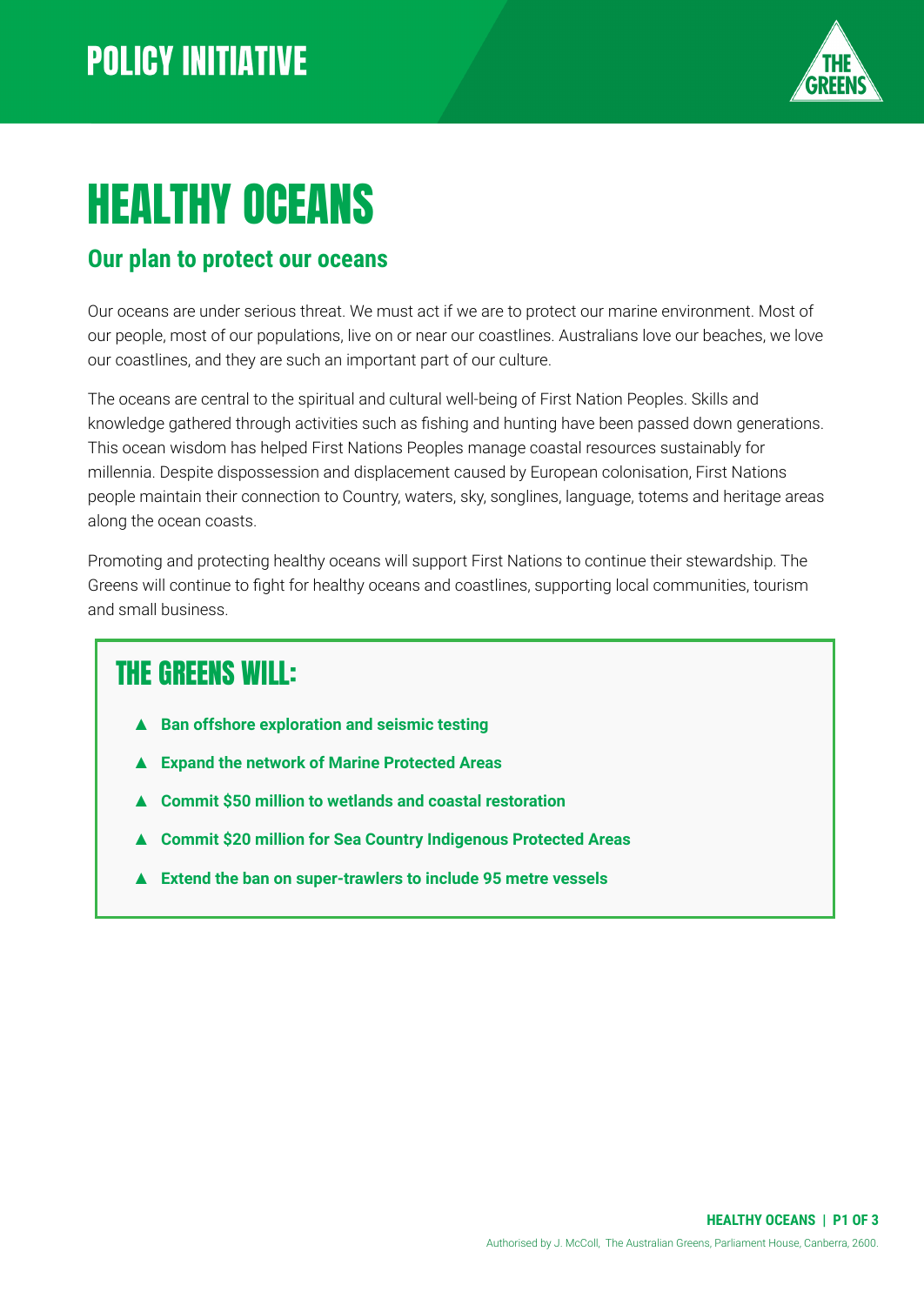POLICY INITIATIVE

# HEALTHY OCEANS

## Our plan to protect our oceans

Our oceans are under serious threat. We must act if we are to protect our marine environment. Most of our people, most of our populations, live on or near our coastlines. Australians love our beaches, we love our coastlines, and they are such an important part of our culture.

The oceans are central to the spiritual and cultural well-being of First Nation Peoples. Skills and knowledge gathered through activities such as fishing and hunting have been passed down generations. This ocean wisdom has helped First Nations Peoples manage coastal resources sustainably for millennia. Despite dispossession and displacement caused by European colonisation, First Nations people maintain their connection to Country, waters, sky, songlines, language, totems and heritage areas along the ocean coasts.

Promoting and protecting healthy oceans will support First Nations to continue their stewardship. The Greens will continue to fight for healthy oceans and coastlines, supporting local communities, tourism and small business.

### THE GREENS WILL:

- **Ban offshore exploration and seismic testing**
- **Expand the network of Marine Protected Areas**
- **Commit $50 million to wetlands and coastal restoration**
- **Commit $20 million for Sea Country Indigenous Protected Areas**
- **Extend the ban on super-trawlers to include 95 metre vessels**

Authorised by J. McColl, The Australian Greens, Parliament House, Canberra, 2600.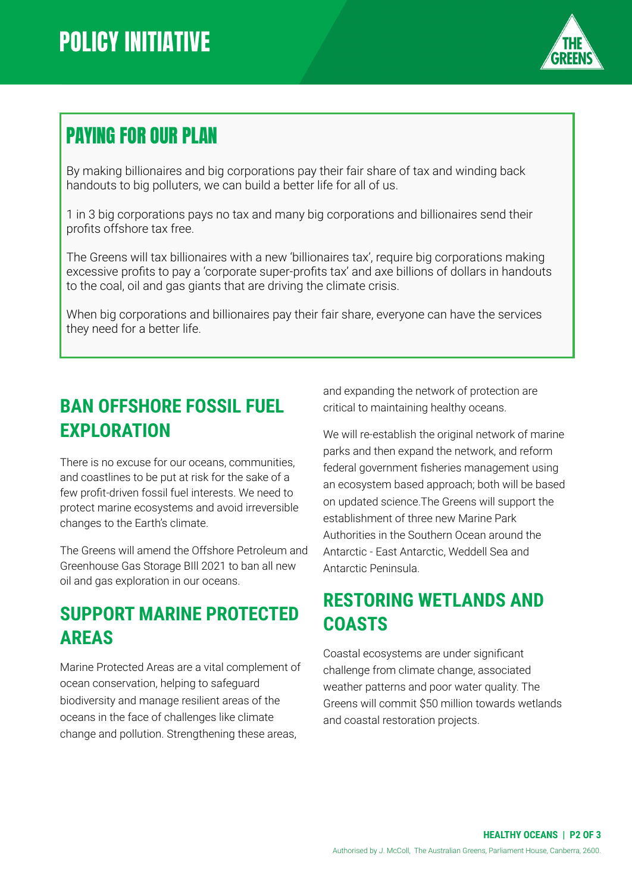# POLICY INITIATIVE

## PAYING FOR OUR PLAN

By making billionaires and big corporations pay their fair share of tax and winding back handouts to big polluters, we can build a better life for all of us.

1 in 3 big corporations pays no tax and many big corporations and billionaires send their profits offshore tax free.

The Greens will tax billionaires with a new 'billionaires tax', require big corporations making excessive profits to pay a 'corporate super-profits tax' and axe billions of dollars in handouts to the coal, oil and gas giants that are driving the climate crisis.

When big corporations and billionaires pay their fair share, everyone can have the services they need for a better life.

## BAN OFFSHORE FOSSIL FUEL EXPLORATION

There is no excuse for our oceans, communities, and coastlines to be put at risk for the sake of a few profit-driven fossil fuel interests. We need to protect marine ecosystems and avoid irreversible changes to the Earth's climate.

The Greens will amend the Offshore Petroleum and Greenhouse Gas Storage BIll 2021 to ban all new oil and gas exploration in our oceans.

## SUPPORT MARINE PROTECTED AREAS

Marine Protected Areas are a vital complement of ocean conservation, helping to safeguard biodiversity and manage resilient areas of the oceans in the face of challenges like climate change and pollution. Strengthening these areas, and expanding the network of protection are critical to maintaining healthy oceans.

We will re-establish the original network of marine parks and then expand the network, and reform federal government fisheries management using an ecosystem based approach; both will be based on updated science.The Greens will support the establishment of three new Marine Park Authorities in the Southern Ocean around the Antarctic - East Antarctic, Weddell Sea and Antarctic Peninsula.

## RESTORING WETLANDS AND COASTS

Coastal ecosystems are under significant challenge from climate change, associated weather patterns and poor water quality. The Greens will commit $50 million towards wetlands and coastal restoration projects.

Authorised by J. McColl, The Australian Greens, Parliament House, Canberra, 2600.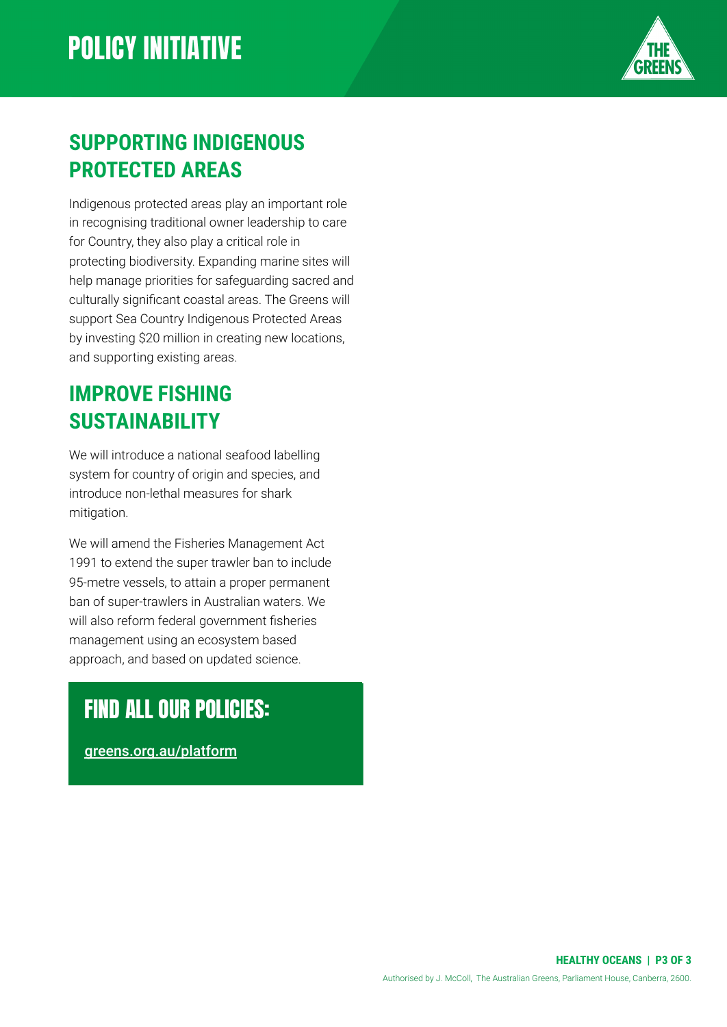# POLICY INITIATIVE

## SUPPORTING INDIGENOUS PROTECTED AREAS

Indigenous protected areas play an important role in recognising traditional owner leadership to care for Country, they also play a critical role in protecting biodiversity. Expanding marine sites will help manage priorities for safeguarding sacred and culturally significant coastal areas. The Greens will support Sea Country Indigenous Protected Areas by investing $20 million in creating new locations, and supporting existing areas.

## IMPROVE FISHING SUSTAINABILITY

We will introduce a national seafood labelling system for country of origin and species, and introduce non-lethal measures for shark mitigation.

We will amend the Fisheries Management Act 1991 to extend the super trawler ban to include 95-metre vessels, to attain a proper permanent ban of super-trawlers in Australian waters. We will also reform federal government fisheries management using an ecosystem based approach, and based on updated science.

## FIND ALL OUR POLICIES:

greens.org.au/platform

Authorised by J. McColl, The Australian Greens, Parliament House, Canberra, 2600.